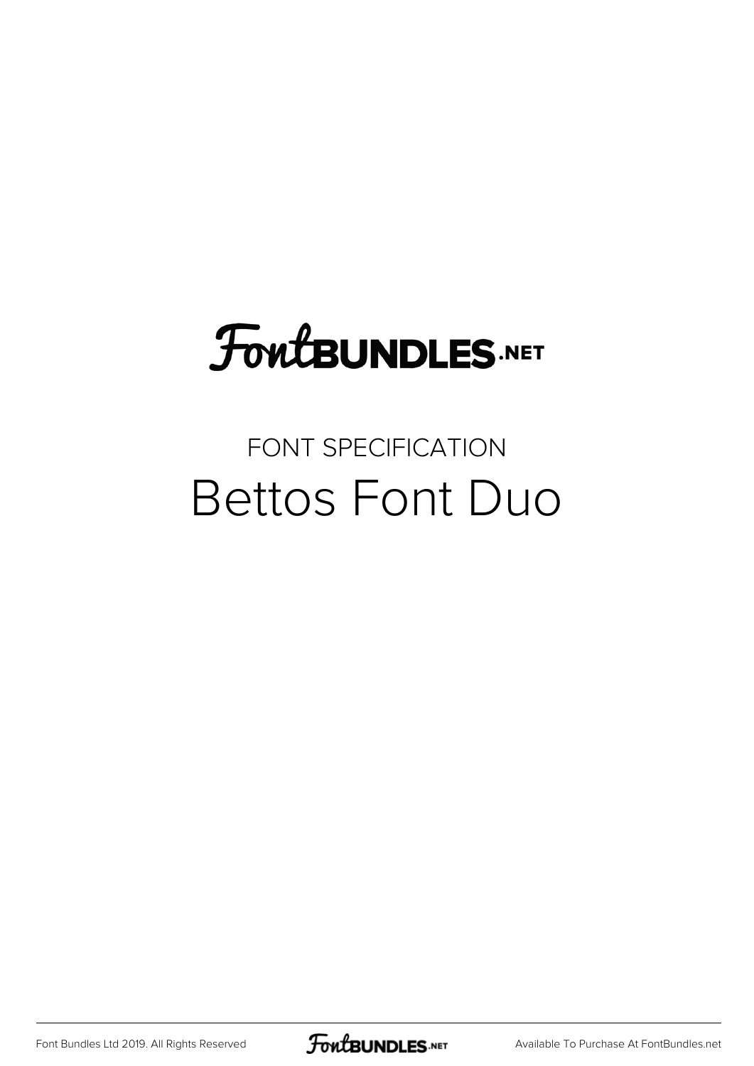FontBundles.net

FONT SPECIFICATION

# Bettos Font Duo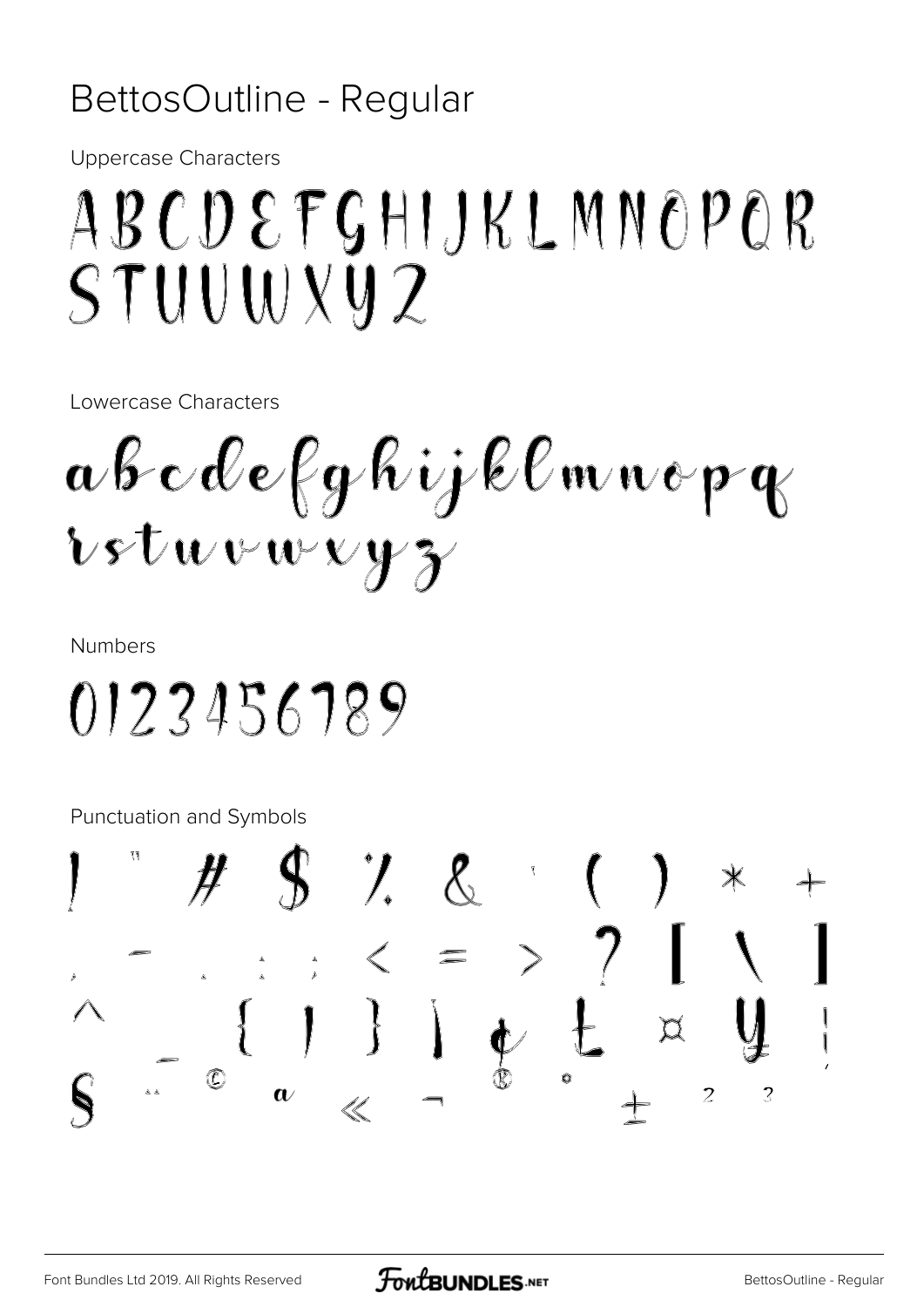# BettosOutline - Regular

Uppercase Characters

ABCDEFGHIJKLMNOPQR
STUVWXYZ

Lowercase Characters

abcdefghijklmnopq
rstuvwxyz

Numbers

0123456789

Punctuation and Symbols

! " # $ % & ' ( ) * +
, - . : ; < = > ? [ \ ]
^ _ { | } ¦ ¢ £ ¤ ¥ ¡
§ ¨ © ª « ¬ ® ° ± ² ³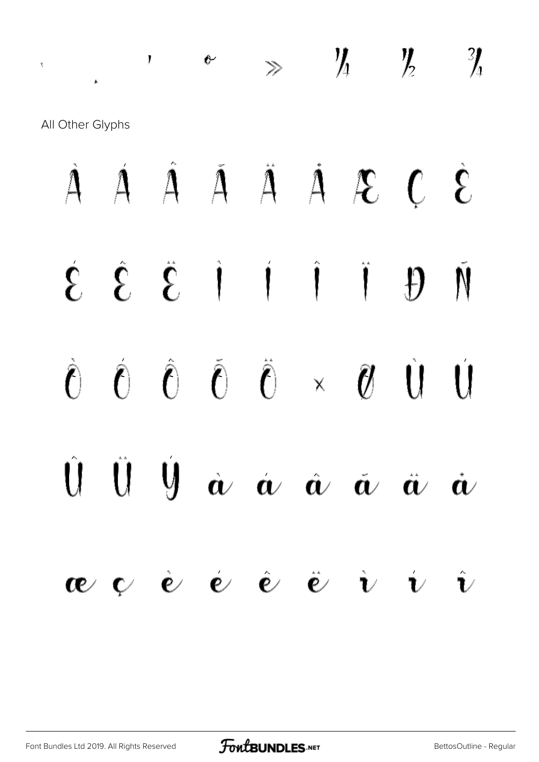' ¸ ' ˜ » ¼ ½ ¾

All Other Glyphs

À Á Â Ã Ä Å Æ Ç È

É Ê Ë Ì Í Î Ï Ð Ñ

Ò Ó Ô Õ Ö × Ø Ù Ú

Û Ü Ý à á â ã ä å

æ ç è é ê ë ì í î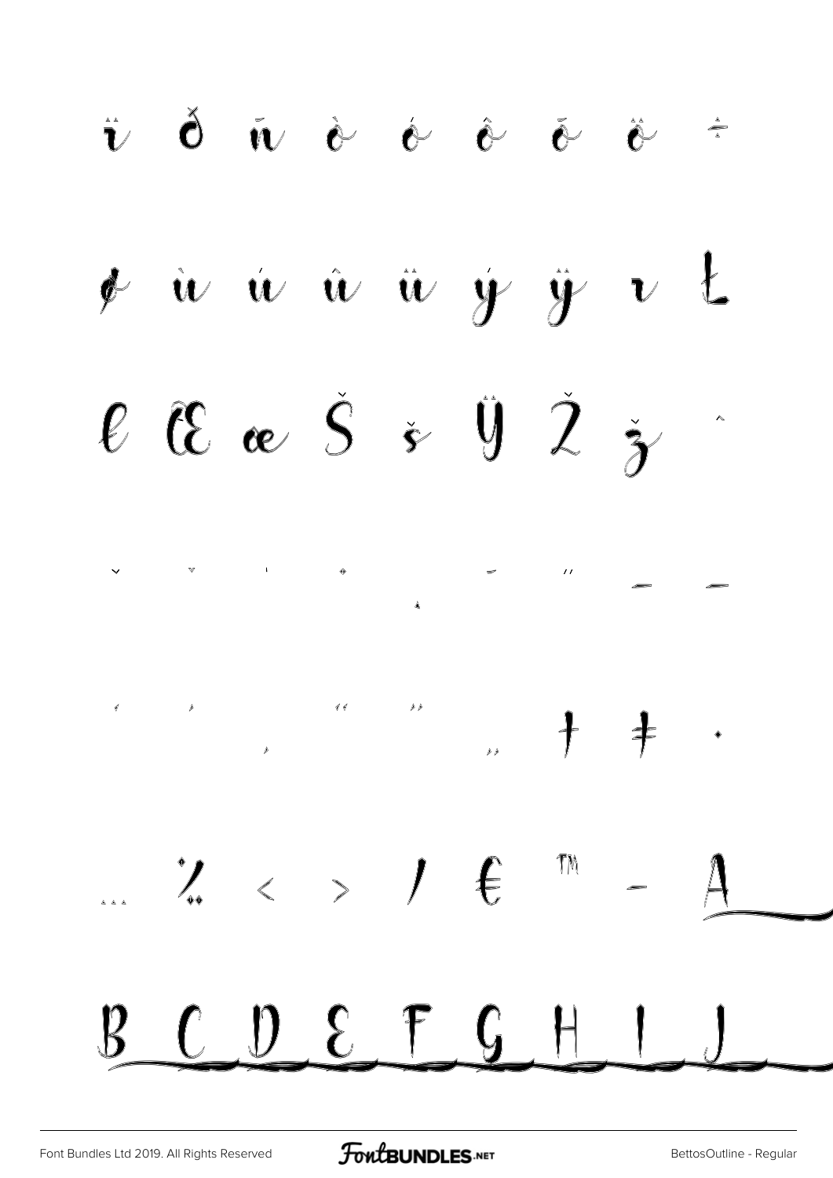ï ð ñ ò ó ô õ ö ÷

ø ù ú û ü ý ÿ ı Ł

ł Œ œ Š š Ÿ Ž ž ˆ

ˇ ˘ ˙ ˚ ˛ ˜ ˝ – —

‘ ’ ‚ “ ” „ † ‡ •

… ‰ ‹ › ⁄ € ™ − A

B C D E F G H I J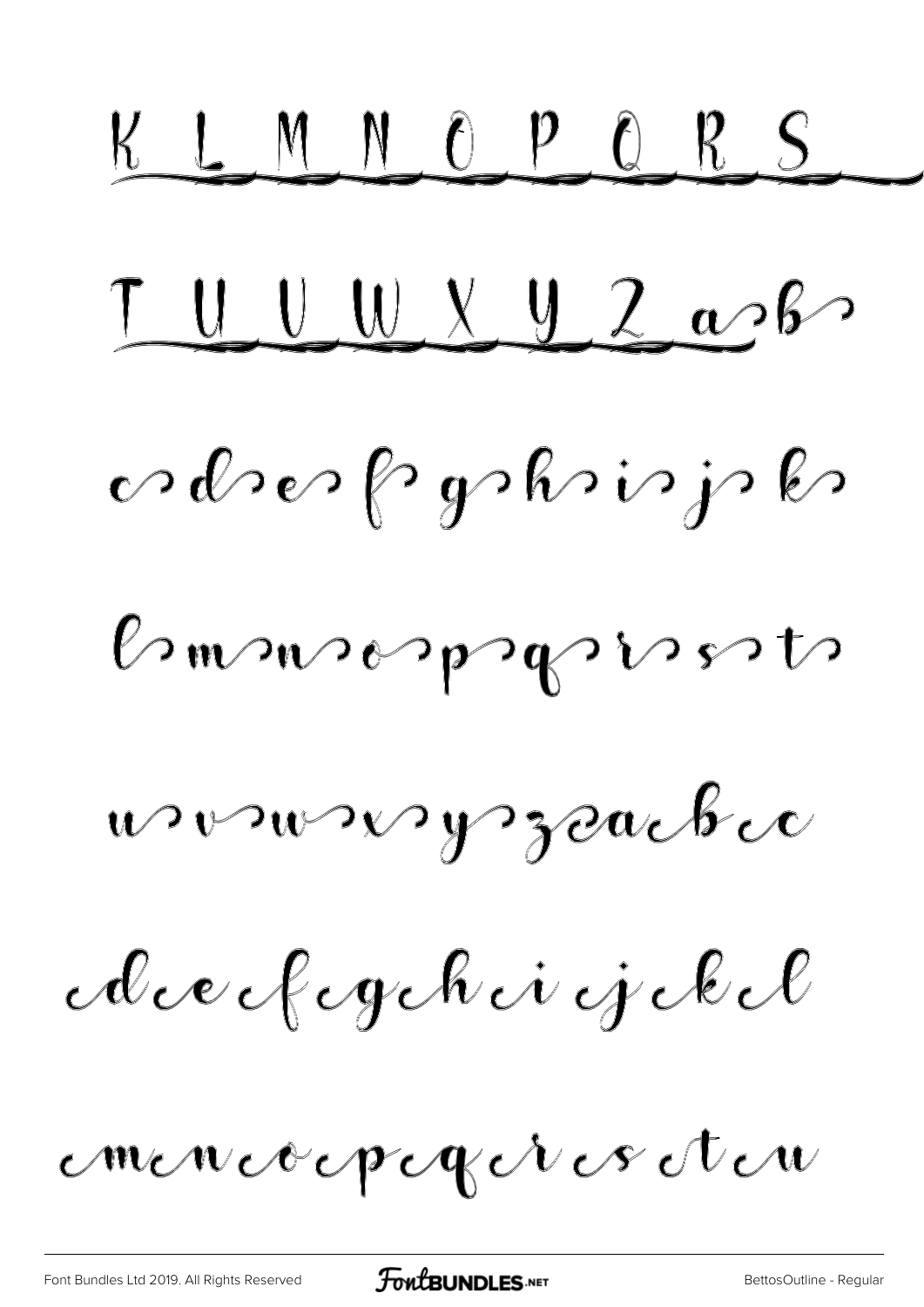K L M N O P Q R S

T U V W X Y Z a b

c d e f g h i j k

l m n o p q r s t

u v w x y z a b c

d e f g h i j k l

m n o p q r s t u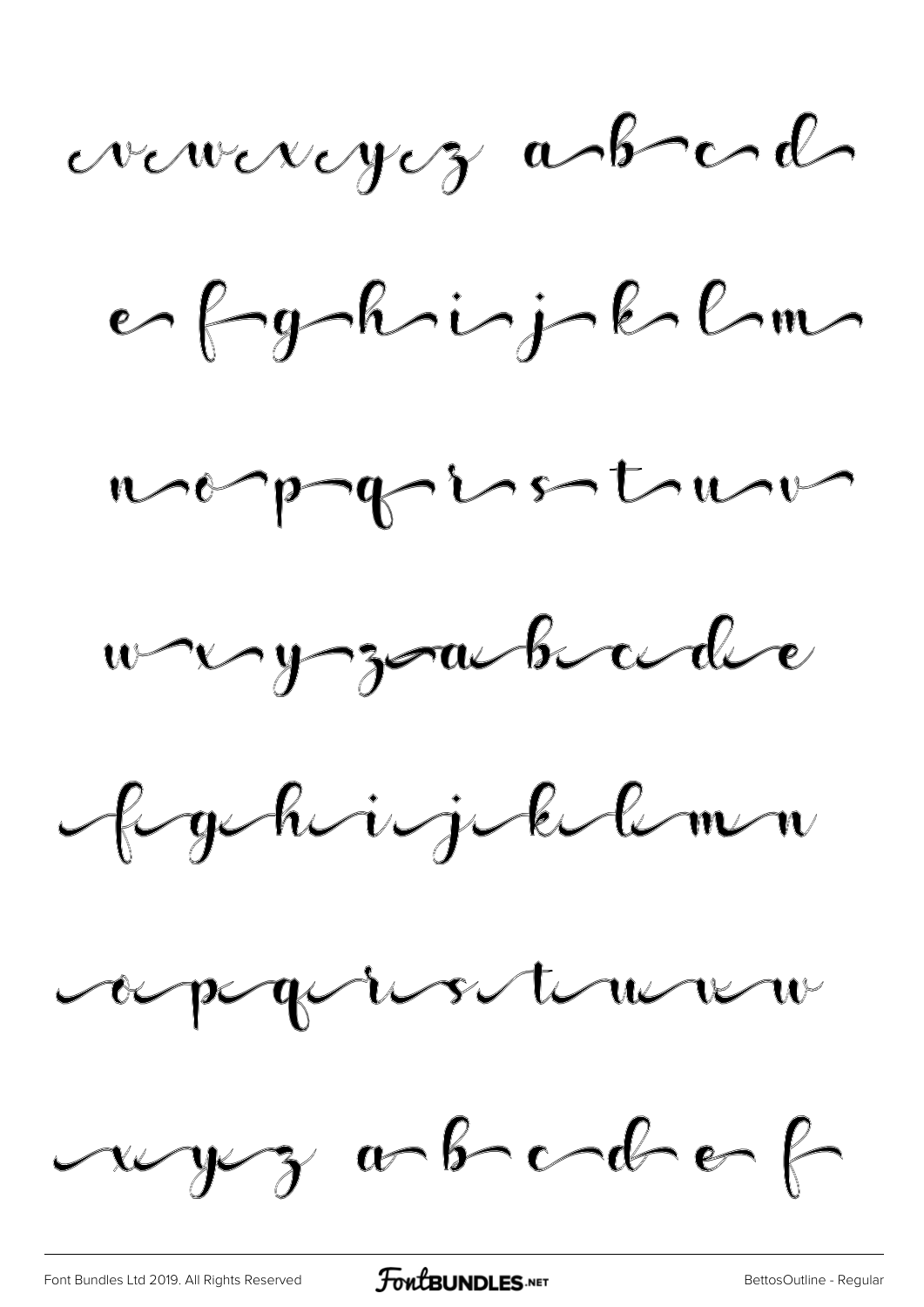v w x y z a b c d

e f g h i j k l m

n o p q r s t u v

w x y z a b c d e

f g h i j k l m n

o p q r s t u v w

x y z a b c d e f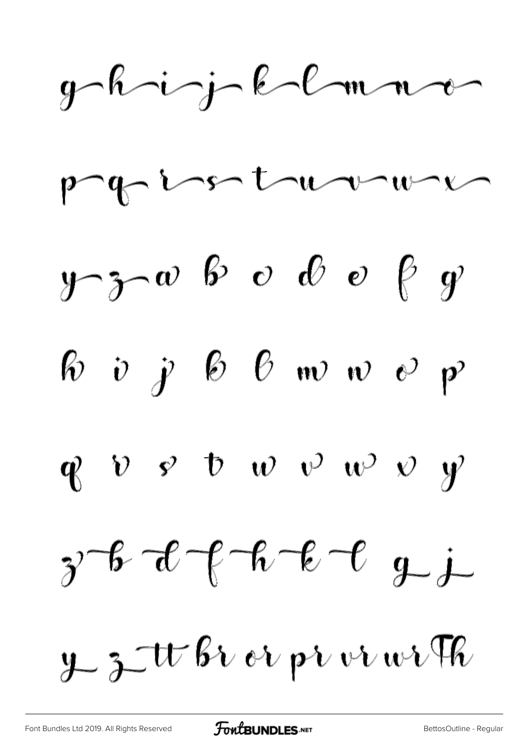g h i j k l m n o

p q r s t u v w x

y z a b c d e f g

h i j k l m n o p

q r s t u v w x y

z b d f h k l g j

y z tt br or pr vr wr Th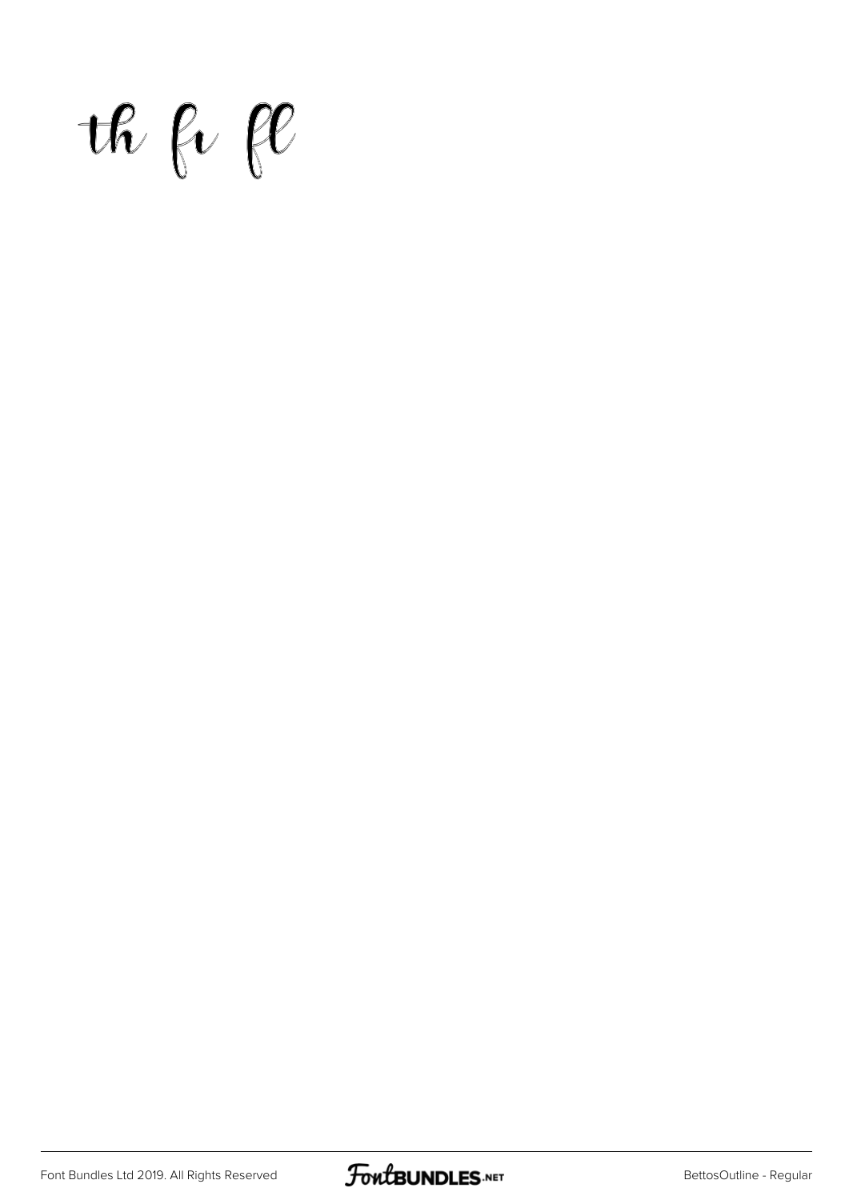th fi fl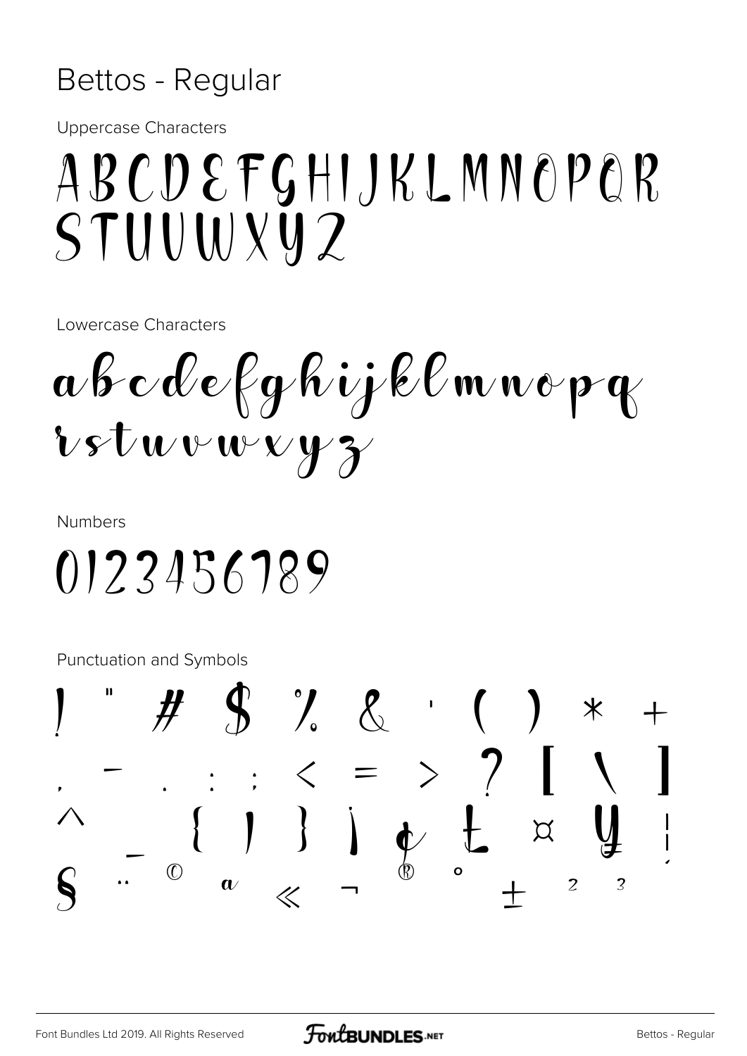# Bettos - Regular

Uppercase Characters

ABCDEFGHIJKLMNOPQR
STUVWXYZ

Lowercase Characters

abcdefghijklmnopq
rstuvwxyz

Numbers

0123456789

Punctuation and Symbols

! " # $ % & ' ( ) * +
, - . : ; < = > ? [ \ ]
^ _ { | } ¡ ¢ £ ¤ ¥ ¦
§ ¨ © ª « ¬ ® ° ± ² ³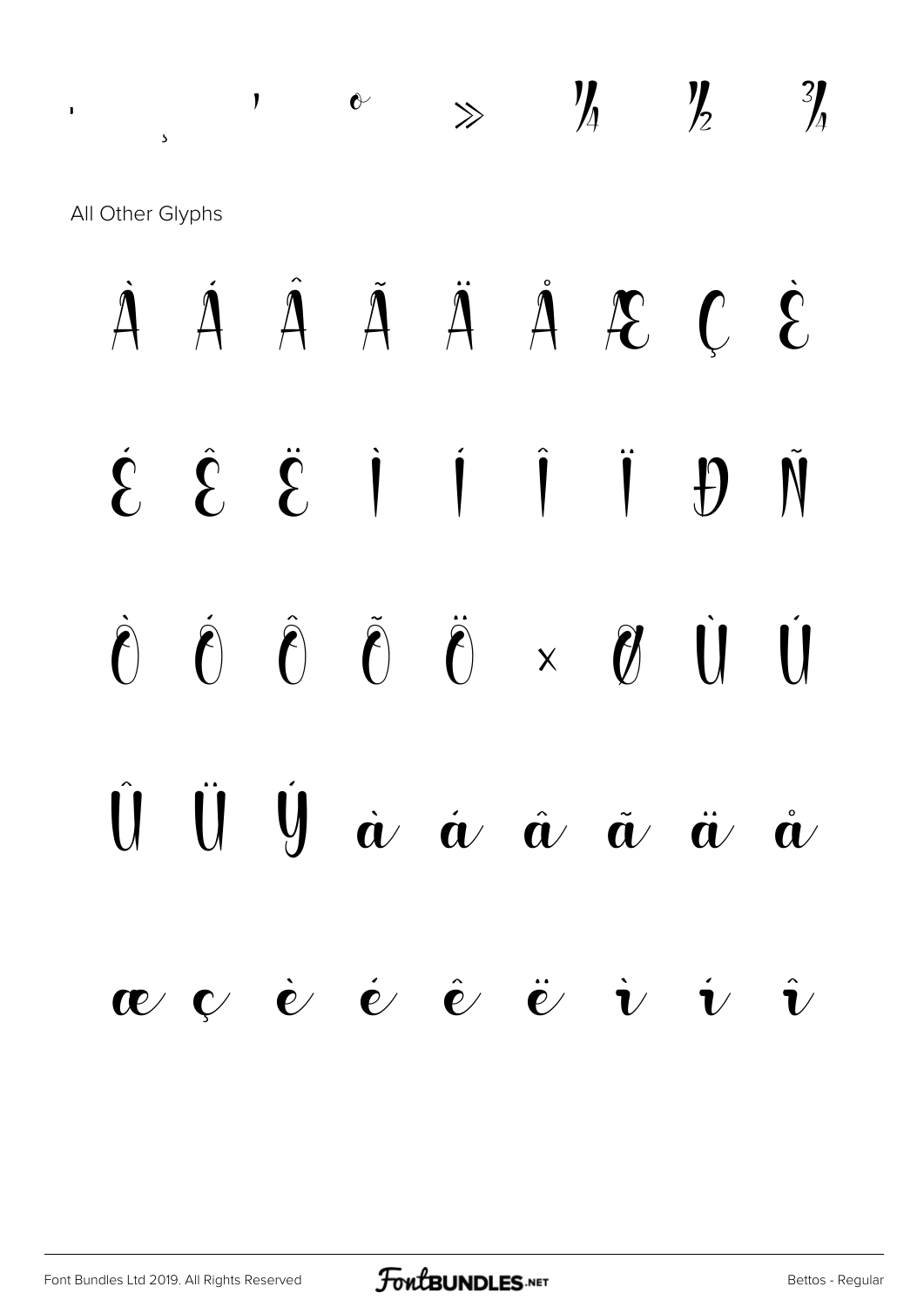' ¸ ' ˜ ≫ ¼ ½ ¾

All Other Glyphs

À Á Â Ã Ä Å Æ Ç È

É Ê Ë Ì Í Î Ï Ð Ñ

Ò Ó Ô Õ Ö × Ø Ù Ú

Û Ü Ý à á â ã ä å

æ ç è é ê ë ì í î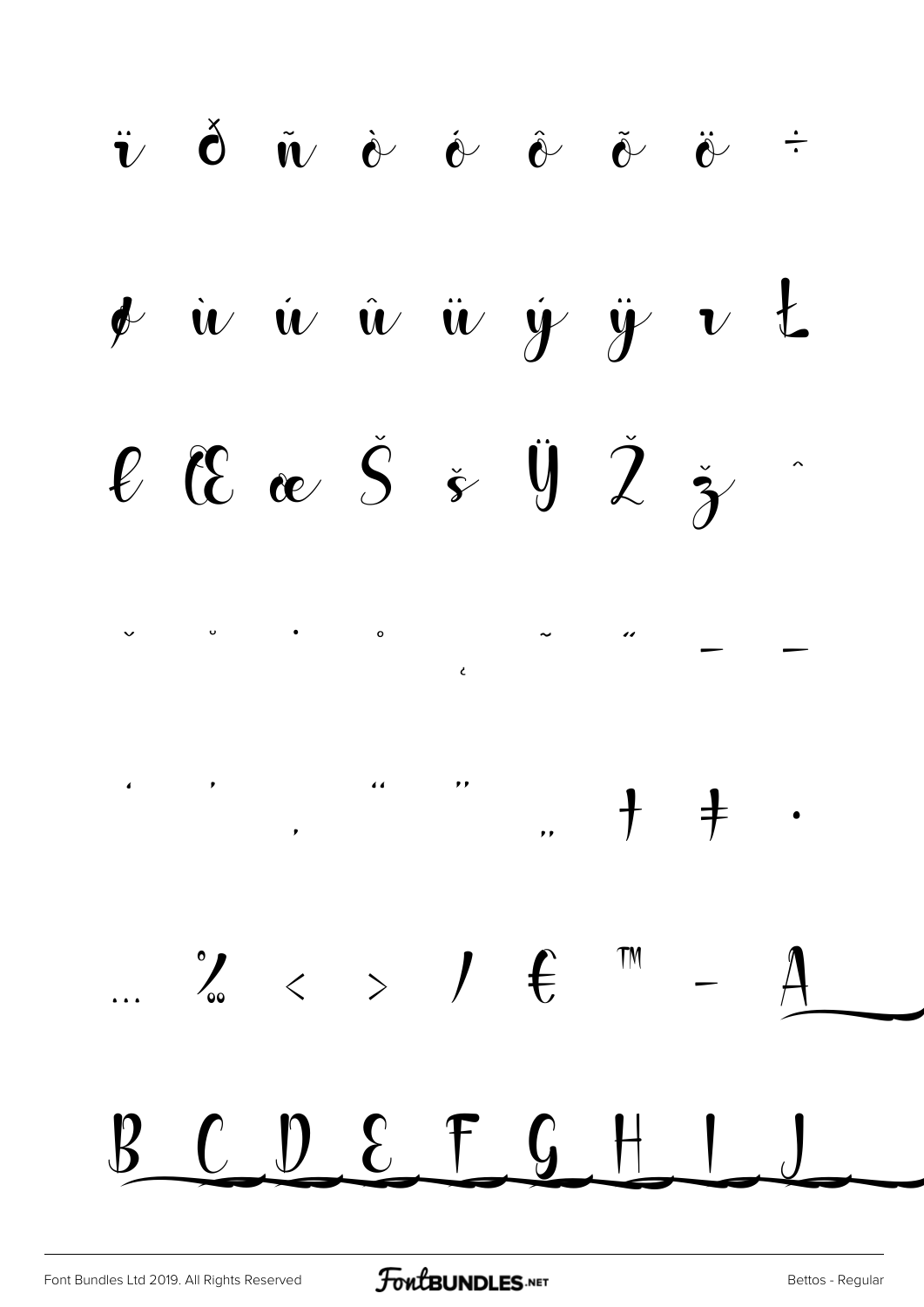ï ð ñ ò ó ô õ ö ÷

ø ù ú û ü ý ÿ ı Ł

ł Œ œ Š š Ÿ Ž ž ˆ

ˇ ˘ ˙ ˚ ˛ ˜ ˝ – —

‘ ’ ‚ “ ” „ † ‡ •

… ‰ ‹ › ⁄ € ™ − A

B C D E F G H I J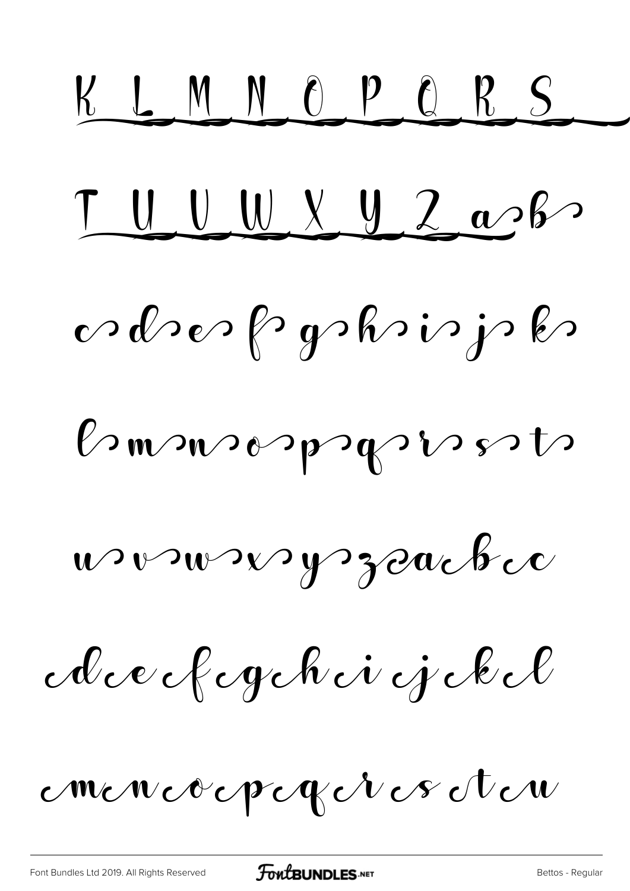K L M N O P Q R S

T U V W X Y Z a b

c d e f g h i j k

l m n o p q r s t

u v w x y z a b c

d e f g h i j k l

m n o p q r s t u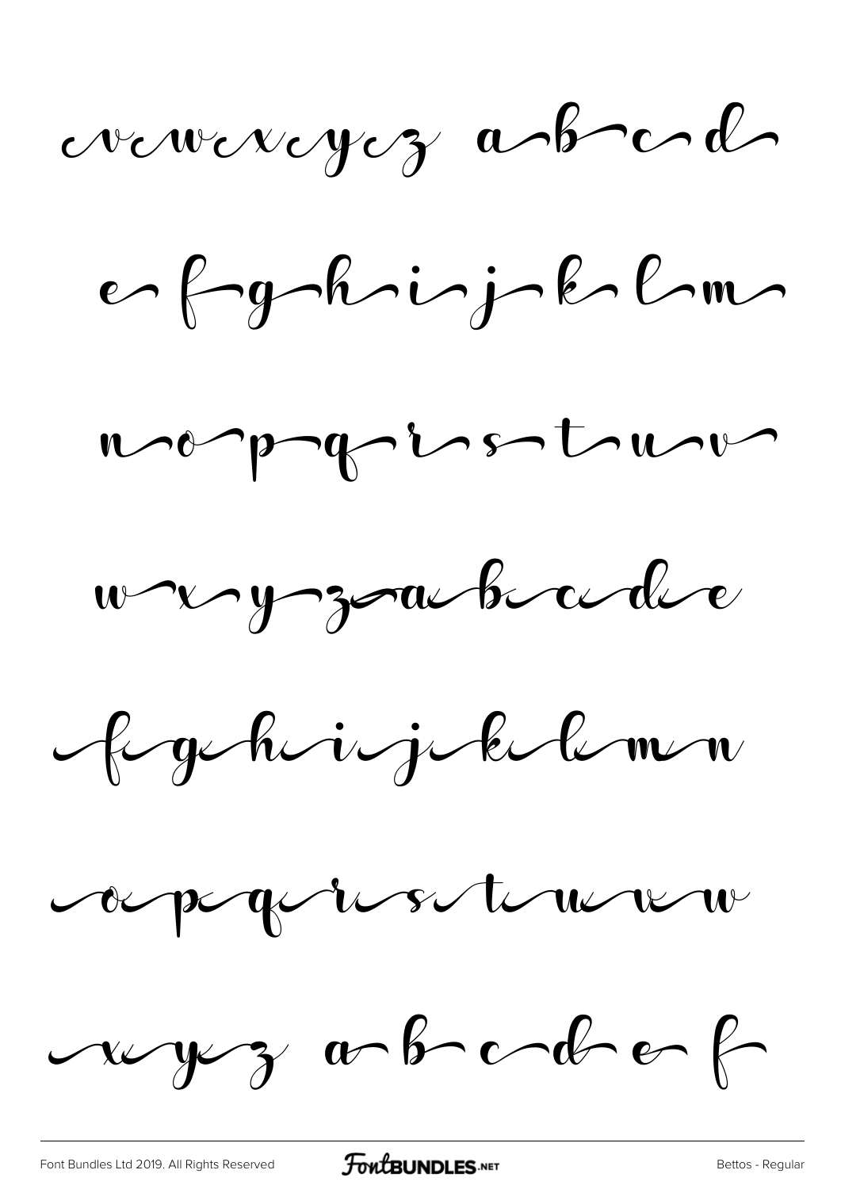vwxyz abcd

efghijklm

nopqrstuv

wxyzabcde

fghijklmn

opqrstuvw

xyz abcdef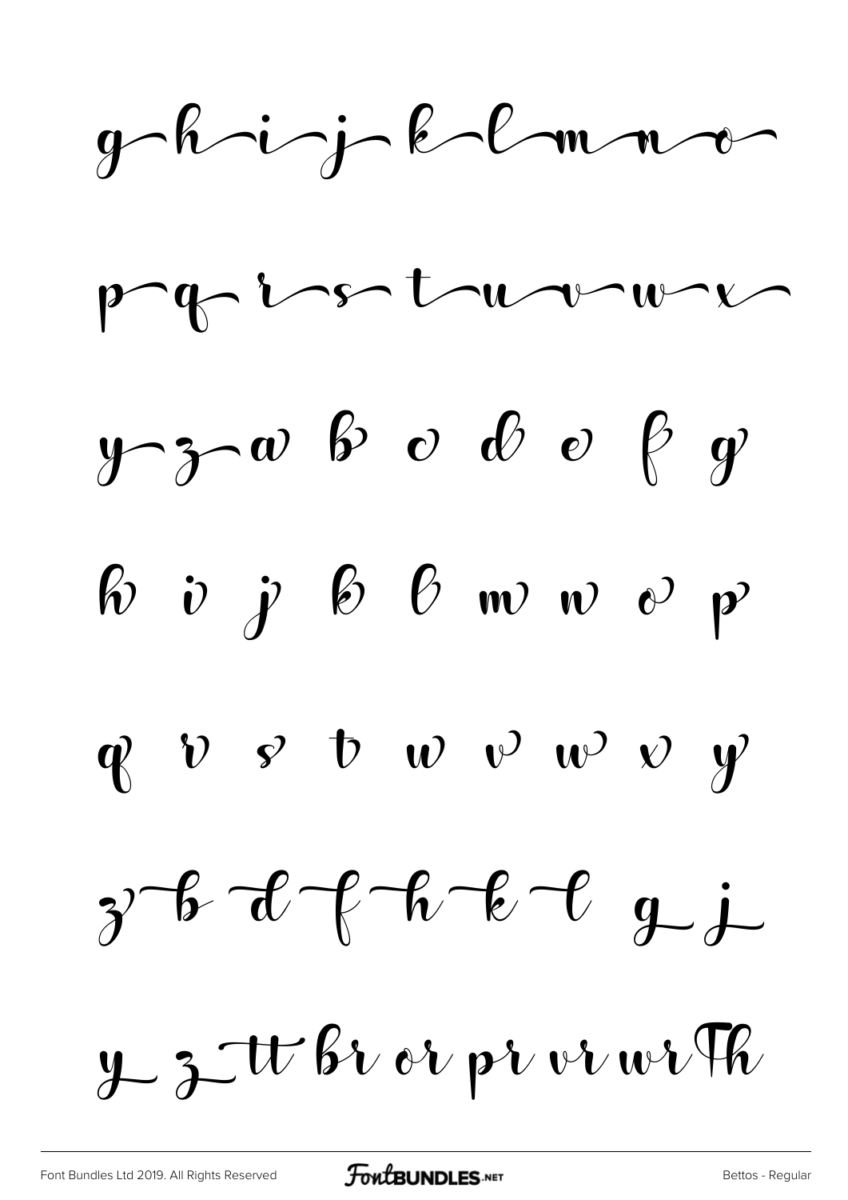g h i j k l m n o

p q r s t u v w x

y z a b c d e f g

h i j k l m n o p

q r s t u v w x y

z b d f h k l g j

y z tt br or pr vr wr Th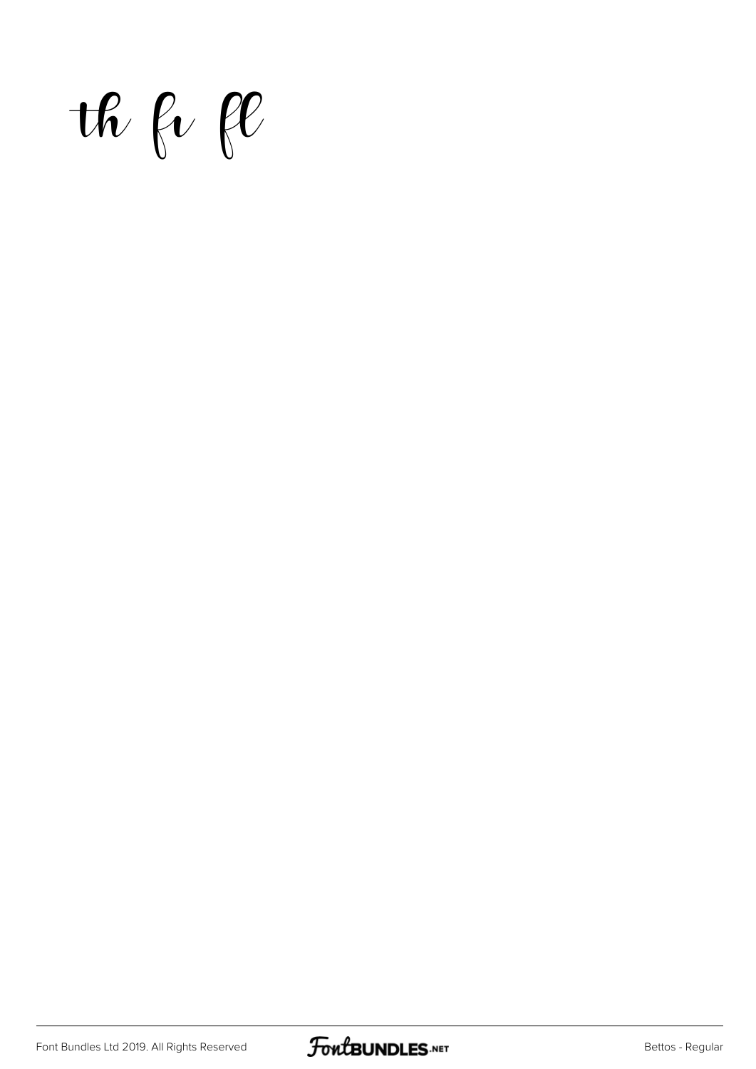th fi fl